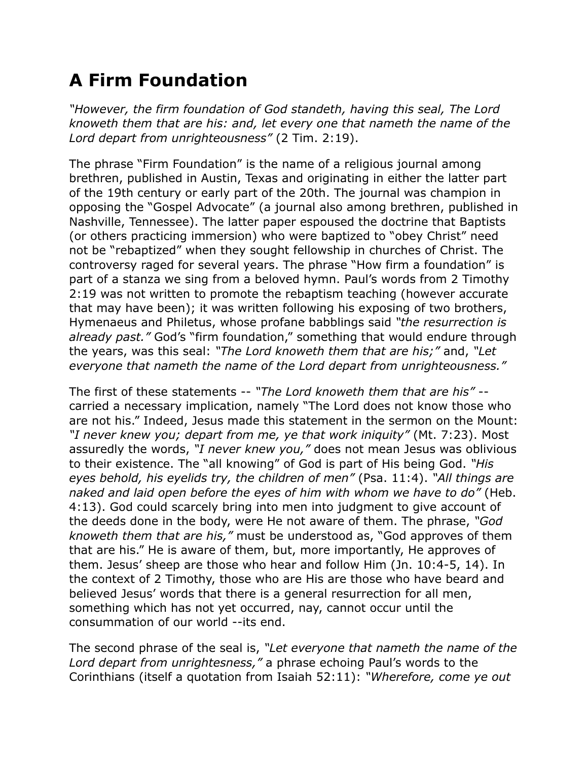# A Firm Foundation

*"However, the firm foundation of God standeth, having this seal, The Lord knoweth them that are his: and, let every one that nameth the name of the Lord depart from unrighteousness"* (2 Tim. 2:19).

The phrase "Firm Foundation" is the name of a religious journal among brethren, published in Austin, Texas and originating in either the latter part of the 19th century or early part of the 20th. The journal was champion in opposing the "Gospel Advocate" (a journal also among brethren, published in Nashville, Tennessee). The latter paper espoused the doctrine that Baptists (or others practicing immersion) who were baptized to "obey Christ" need not be "rebaptized" when they sought fellowship in churches of Christ. The controversy raged for several years. The phrase "How firm a foundation" is part of a stanza we sing from a beloved hymn. Paul's words from 2 Timothy 2:19 was not written to promote the rebaptism teaching (however accurate that may have been); it was written following his exposing of two brothers, Hymenaeus and Philetus, whose profane babblings said *"the resurrection is already past."* God's "firm foundation," something that would endure through the years, was this seal: *"The Lord knoweth them that are his;"* and, *"Let everyone that nameth the name of the Lord depart from unrighteousness."*

The first of these statements -- *"The Lord knoweth them that are his"* -- carried a necessary implication, namely "The Lord does not know those who are not his." Indeed, Jesus made this statement in the sermon on the Mount: *"I never knew you; depart from me, ye that work iniquity"* (Mt. 7:23). Most assuredly the words, *"I never knew you,"* does not mean Jesus was oblivious to their existence. The "all knowing" of God is part of His being God. *"His eyes behold, his eyelids try, the children of men"* (Psa. 11:4). *"All things are naked and laid open before the eyes of him with whom we have to do"* (Heb. 4:13). God could scarcely bring into men into judgment to give account of the deeds done in the body, were He not aware of them. The phrase, *"God knoweth them that are his,"* must be understood as, "God approves of them that are his." He is aware of them, but, more importantly, He approves of them. Jesus' sheep are those who hear and follow Him (Jn. 10:4-5, 14). In the context of 2 Timothy, those who are His are those who have beard and believed Jesus' words that there is a general resurrection for all men, something which has not yet occurred, nay, cannot occur until the consummation of our world --its end.

The second phrase of the seal is, *"Let everyone that nameth the name of the Lord depart from unrightesness,"* a phrase echoing Paul's words to the Corinthians (itself a quotation from Isaiah 52:11): *"Wherefore, come ye out*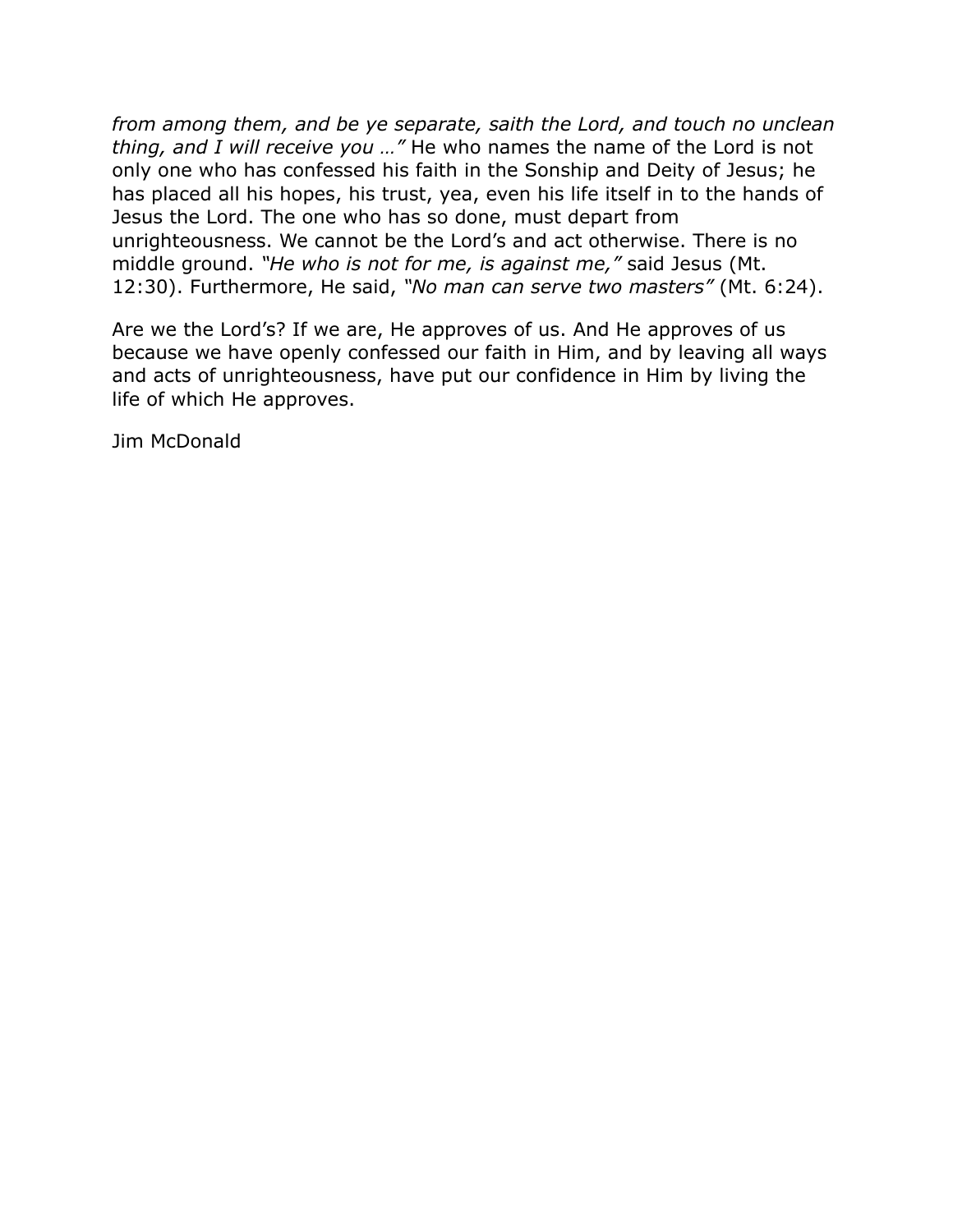*from among them, and be ye separate, saith the Lord, and touch no unclean thing, and I will receive you …"* He who names the name of the Lord is not only one who has confessed his faith in the Sonship and Deity of Jesus; he has placed all his hopes, his trust, yea, even his life itself in to the hands of Jesus the Lord. The one who has so done, must depart from unrighteousness. We cannot be the Lord's and act otherwise. There is no middle ground. *"He who is not for me, is against me,"* said Jesus (Mt. 12:30). Furthermore, He said, *"No man can serve two masters"* (Mt. 6:24).

Are we the Lord's? If we are, He approves of us. And He approves of us because we have openly confessed our faith in Him, and by leaving all ways and acts of unrighteousness, have put our confidence in Him by living the life of which He approves.

Jim McDonald